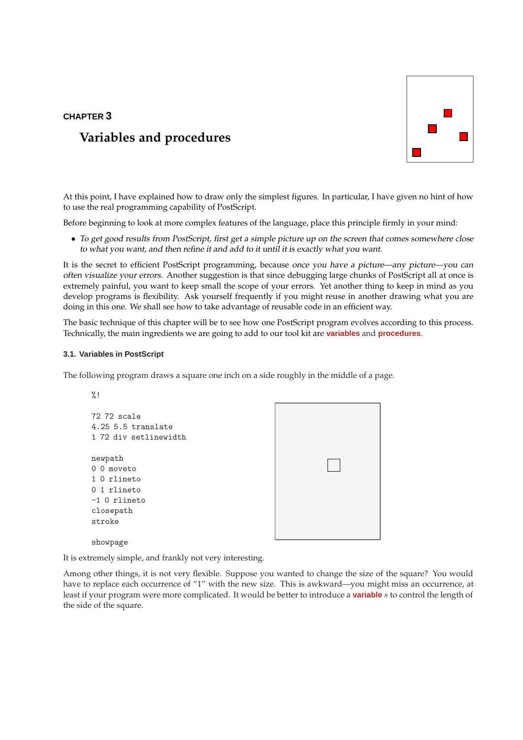CHAPTER 3

# Variables and procedures

At this point, I have explained how to draw only the simplest figures. In particular, I have given no hint of how to use the real programming capability of PostScript.

Before beginning to look at more complex features of the language, place this principle firmly in your mind:

- *To get good results from PostScript, first get a simple picture up on the screen that comes somewhere close to what you want, and then refine it and add to it until it is exactly what you want.*

It is the secret to efficient PostScript programming, because *once you have a picture—any picture—you can often visualize your errors*. Another suggestion is that since debugging large chunks of PostScript all at once is extremely painful, you want to keep small the scope of your errors. Yet another thing to keep in mind as you develop programs is flexibility. Ask yourself frequently if you might reuse in another drawing what you are doing in this one. We shall see how to take advantage of reusable code in an efficient way.

The basic technique of this chapter will be to see how one PostScript program evolves according to this process. Technically, the main ingredients we are going to add to our tool kit are **variables** and **procedures**.

### 3.1. Variables in PostScript

The following program draws a square one inch on a side roughly in the middle of a page.

```
%!

72 72 scale
4.25 5.5 translate
1 72 div setlinewidth

newpath
0 0 moveto
1 0 rlineto
0 1 rlineto
-1 0 rlineto
closepath
stroke

showpage
```

It is extremely simple, and frankly not very interesting.

Among other things, it is not very flexible. Suppose you wanted to change the size of the square? You would have to replace each occurrence of "1" with the new size. This is awkward—you might miss an occurrence, at least if your program were more complicated. It would be better to introduce a **variable** $s$ to control the length of the side of the square.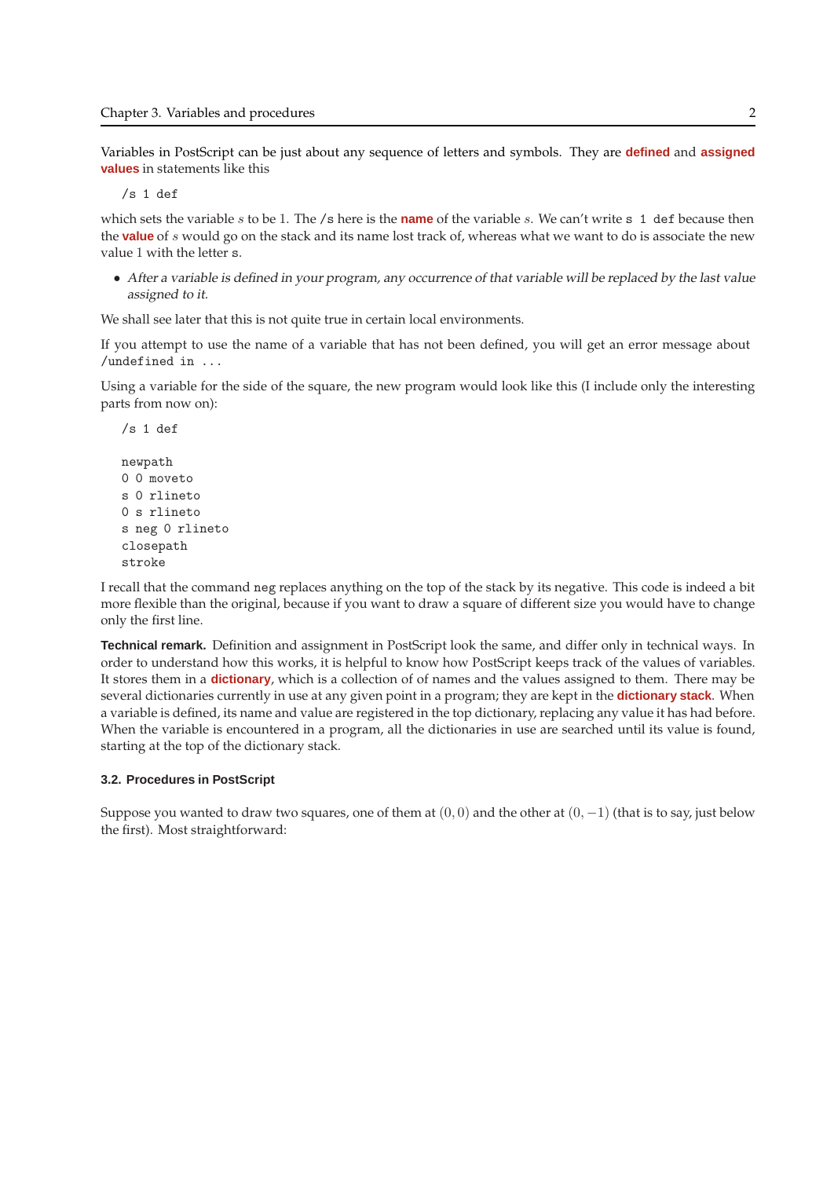Variables in PostScript can be just about any sequence of letters and symbols. They are **defined** and **assigned values** in statements like this

```
/s 1 def
```

which sets the variable $s$ to be 1. The `/s` here is the **name** of the variable $s$. We can't write `s 1 def` because then the **value** of $s$ would go on the stack and its name lost track of, whereas what we want to do is associate the new value 1 with the letter `s`.

- *After a variable is defined in your program, any occurrence of that variable will be replaced by the last value assigned to it.*

We shall see later that this is not quite true in certain local environments.

If you attempt to use the name of a variable that has not been defined, you will get an error message about `/undefined in ...`

Using a variable for the side of the square, the new program would look like this (I include only the interesting parts from now on):

```
/s 1 def

newpath
0 0 moveto
s 0 rlineto
0 s rlineto
s neg 0 rlineto
closepath
stroke
```

I recall that the command `neg` replaces anything on the top of the stack by its negative. This code is indeed a bit more flexible than the original, because if you want to draw a square of different size you would have to change only the first line.

**Technical remark.** Definition and assignment in PostScript look the same, and differ only in technical ways. In order to understand how this works, it is helpful to know how PostScript keeps track of the values of variables. It stores them in a **dictionary**, which is a collection of of names and the values assigned to them. There may be several dictionaries currently in use at any given point in a program; they are kept in the **dictionary stack**. When a variable is defined, its name and value are registered in the top dictionary, replacing any value it has had before. When the variable is encountered in a program, all the dictionaries in use are searched until its value is found, starting at the top of the dictionary stack.

### 3.2. Procedures in PostScript

Suppose you wanted to draw two squares, one of them at $(0, 0)$ and the other at $(0, -1)$ (that is to say, just below the first). Most straightforward: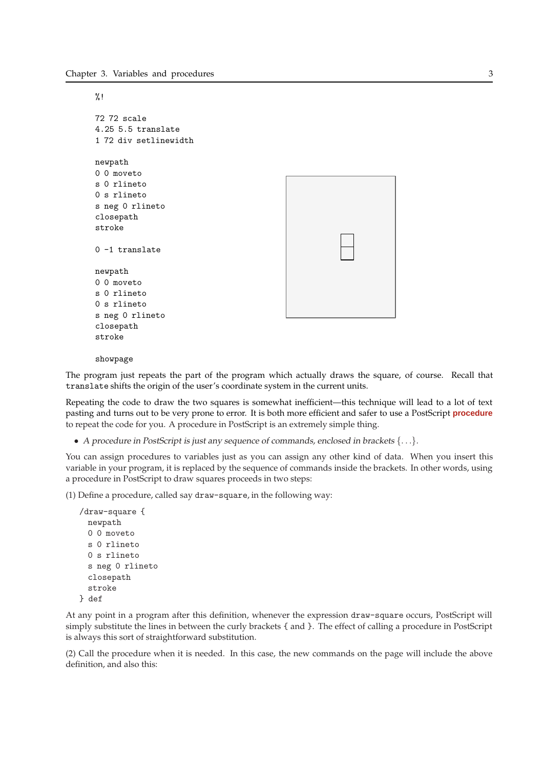```
%!

72 72 scale
4.25 5.5 translate
1 72 div setlinewidth

newpath
0 0 moveto
s 0 rlineto
0 s rlineto
s neg 0 rlineto
closepath
stroke

0 -1 translate

newpath
0 0 moveto
s 0 rlineto
0 s rlineto
s neg 0 rlineto
closepath
stroke

showpage
```

The program just repeats the part of the program which actually draws the square, of course. Recall that `translate` shifts the origin of the user's coordinate system in the current units.

Repeating the code to draw the two squares is somewhat inefficient—this technique will lead to a lot of text pasting and turns out to be very prone to error. It is both more efficient and safer to use a PostScript **procedure** to repeat the code for you. A procedure in PostScript is an extremely simple thing.

- *A procedure in PostScript is just any sequence of commands, enclosed in brackets* $\{\ldots\}$.

You can assign procedures to variables just as you can assign any other kind of data. When you insert this variable in your program, it is replaced by the sequence of commands inside the brackets. In other words, using a procedure in PostScript to draw squares proceeds in two steps:

(1) Define a procedure, called say `draw-square`, in the following way:

```
/draw-square {
  newpath
  0 0 moveto
  s 0 rlineto
  0 s rlineto
  s neg 0 rlineto
  closepath
  stroke
} def
```

At any point in a program after this definition, whenever the expression `draw-square` occurs, PostScript will simply substitute the lines in between the curly brackets { and }. The effect of calling a procedure in PostScript is always this sort of straightforward substitution.

(2) Call the procedure when it is needed. In this case, the new commands on the page will include the above definition, and also this: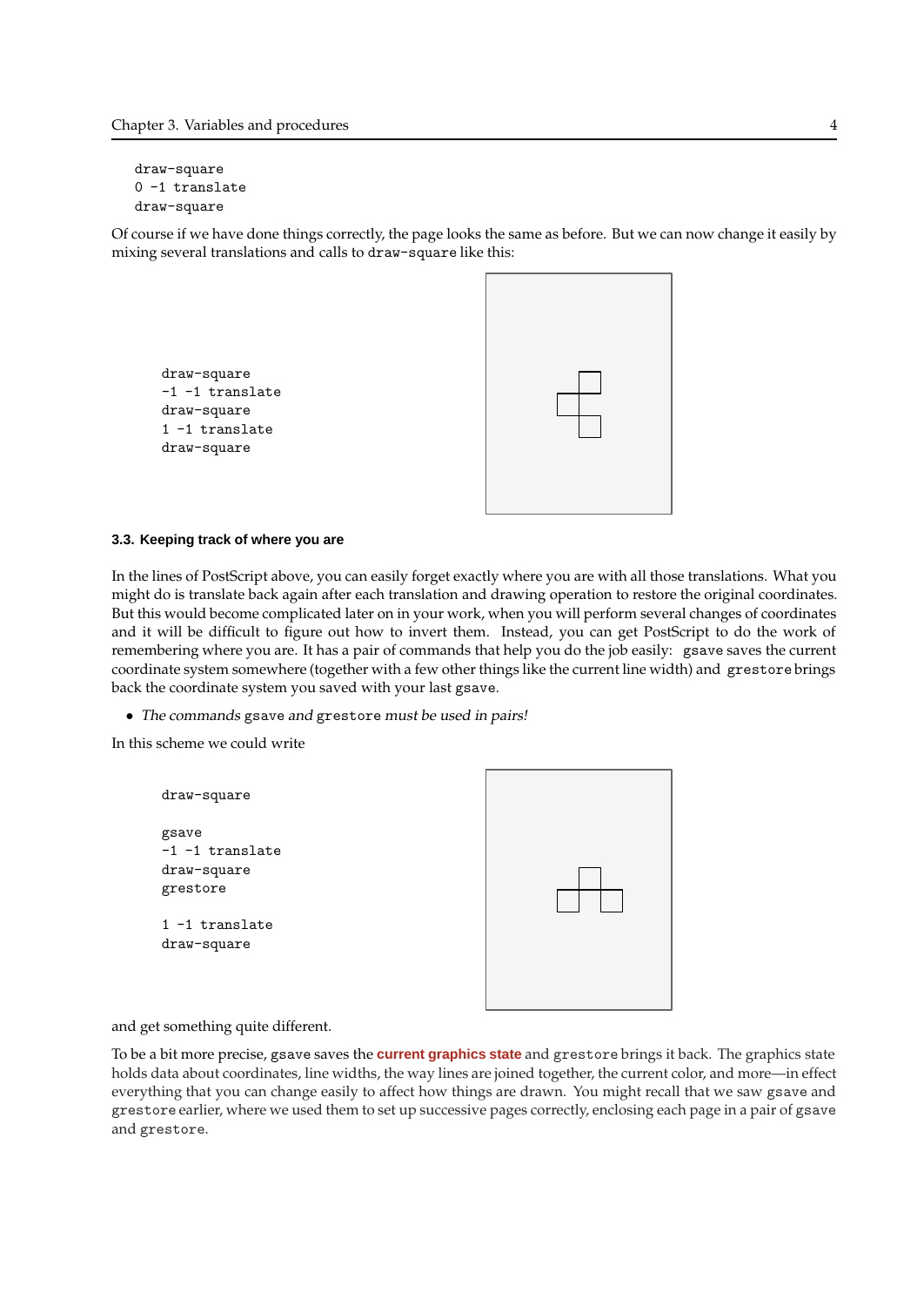```
draw-square
0 -1 translate
draw-square
```

Of course if we have done things correctly, the page looks the same as before. But we can now change it easily by mixing several translations and calls to `draw-square` like this:

```
draw-square
-1 -1 translate
draw-square
1 -1 translate
draw-square
```

### 3.3. Keeping track of where you are

In the lines of PostScript above, you can easily forget exactly where you are with all those translations. What you might do is translate back again after each translation and drawing operation to restore the original coordinates. But this would become complicated later on in your work, when you will perform several changes of coordinates and it will be difficult to figure out how to invert them. Instead, you can get PostScript to do the work of remembering where you are. It has a pair of commands that help you do the job easily: `gsave` saves the current coordinate system somewhere (together with a few other things like the current line width) and `grestore` brings back the coordinate system you saved with your last `gsave`.

- *The commands* `gsave` *and* `grestore` *must be used in pairs!*

In this scheme we could write

```
draw-square

gsave
-1 -1 translate
draw-square
grestore

1 -1 translate
draw-square
```

and get something quite different.

To be a bit more precise, `gsave` saves the **current graphics state** and `grestore` brings it back. The graphics state holds data about coordinates, line widths, the way lines are joined together, the current color, and more—in effect everything that you can change easily to affect how things are drawn. You might recall that we saw `gsave` and `grestore` earlier, where we used them to set up successive pages correctly, enclosing each page in a pair of `gsave` and `grestore`.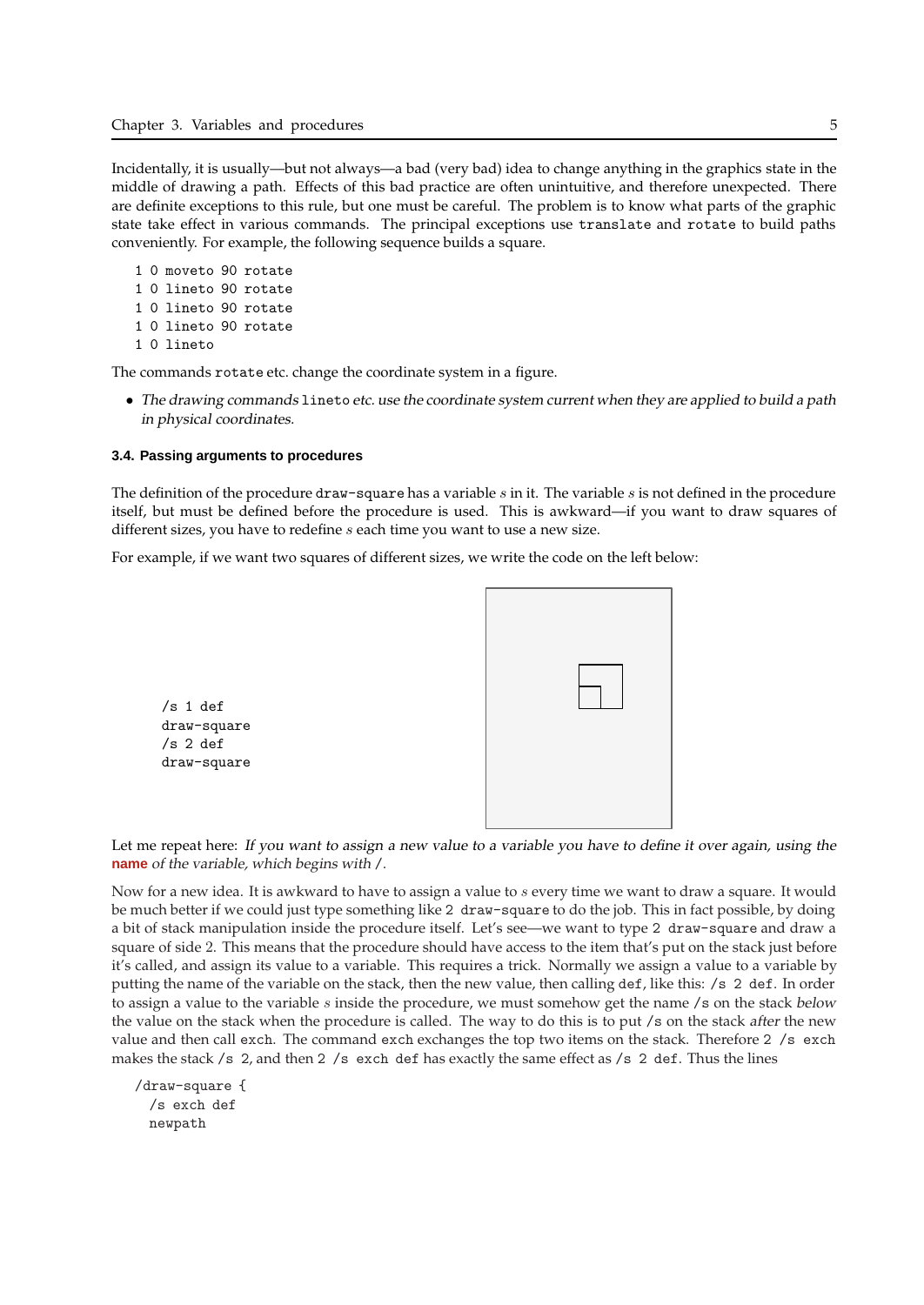Incidentally, it is usually—but not always—a bad (very bad) idea to change anything in the graphics state in the middle of drawing a path. Effects of this bad practice are often unintuitive, and therefore unexpected. There are definite exceptions to this rule, but one must be careful. The problem is to know what parts of the graphic state take effect in various commands. The principal exceptions use `translate` and `rotate` to build paths conveniently. For example, the following sequence builds a square.

```
1 0 moveto 90 rotate
1 0 lineto 90 rotate
1 0 lineto 90 rotate
1 0 lineto 90 rotate
1 0 lineto
```

The commands `rotate` etc. change the coordinate system in a figure.

- *The drawing commands* `lineto` *etc. use the coordinate system current when they are applied to build a path in physical coordinates.*

### 3.4. Passing arguments to procedures

The definition of the procedure `draw-square` has a variable $s$ in it. The variable $s$ is not defined in the procedure itself, but must be defined before the procedure is used. This is awkward—if you want to draw squares of different sizes, you have to redefine $s$ each time you want to use a new size.

For example, if we want two squares of different sizes, we write the code on the left below:

```
/s 1 def
draw-square
/s 2 def
draw-square
```

Let me repeat here: *If you want to assign a new value to a variable you have to define it over again, using the* **name** *of the variable, which begins with* `/`.

Now for a new idea. It is awkward to have to assign a value to $s$ every time we want to draw a square. It would be much better if we could just type something like `2 draw-square` to do the job. This in fact possible, by doing a bit of stack manipulation inside the procedure itself. Let's see—we want to type `2 draw-square` and draw a square of side 2. This means that the procedure should have access to the item that's put on the stack just before it's called, and assign its value to a variable. This requires a trick. Normally we assign a value to a variable by putting the name of the variable on the stack, then the new value, then calling `def`, like this: `/s 2 def`. In order to assign a value to the variable $s$ inside the procedure, we must somehow get the name `/s` on the stack *below* the value on the stack when the procedure is called. The way to do this is to put `/s` on the stack *after* the new value and then call `exch`. The command `exch` exchanges the top two items on the stack. Therefore `2 /s exch` makes the stack `/s 2`, and then `2 /s exch def` has exactly the same effect as `/s 2 def`. Thus the lines

```
/draw-square {
  /s exch def
  newpath
```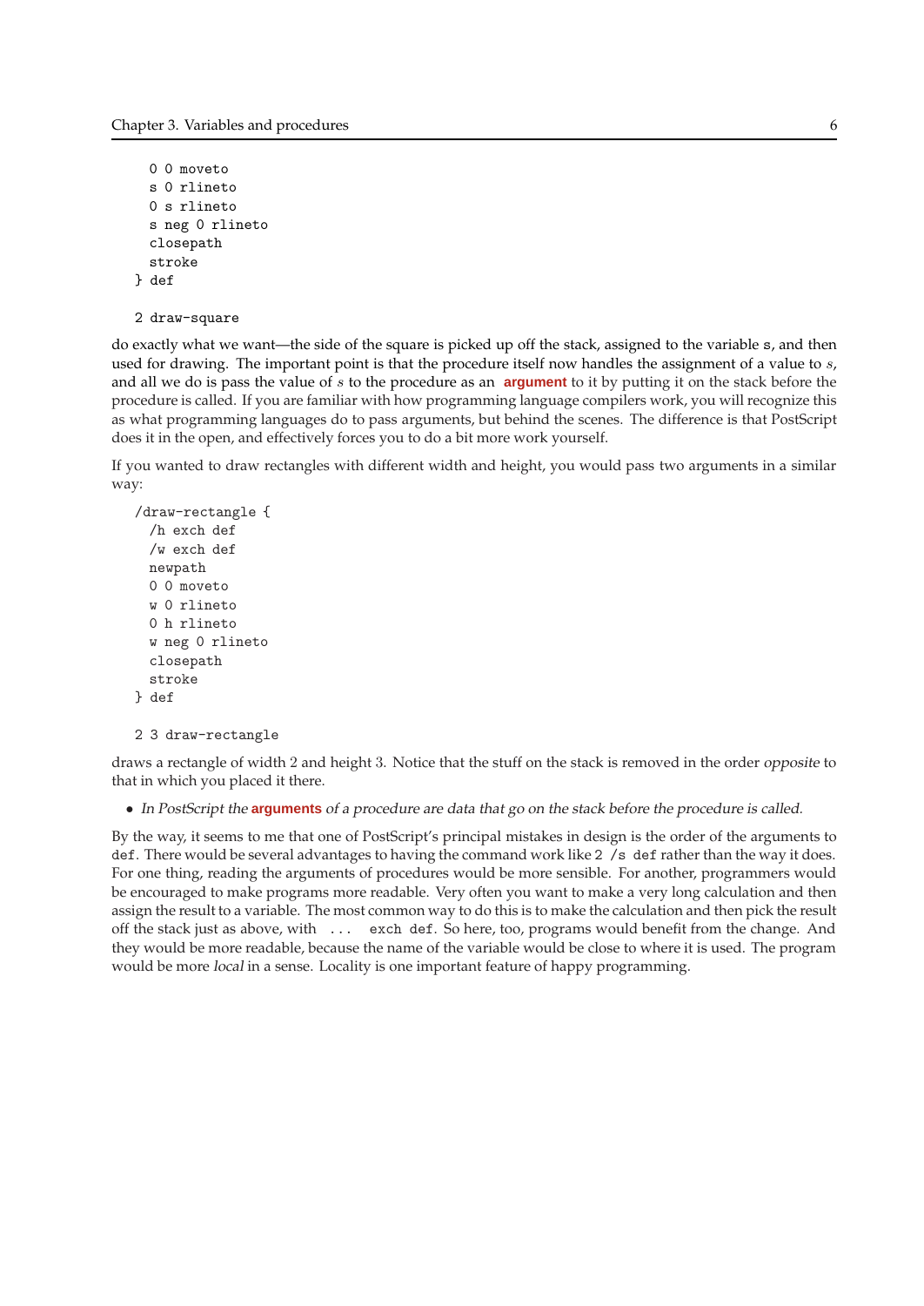```
  0 0 moveto
  s 0 rlineto
  0 s rlineto
  s neg 0 rlineto
  closepath
  stroke
} def

2 draw-square
```

do exactly what we want—the side of the square is picked up off the stack, assigned to the variable s, and then used for drawing. The important point is that the procedure itself now handles the assignment of a value to $s$, and all we do is pass the value of $s$ to the procedure as an **argument** to it by putting it on the stack before the procedure is called. If you are familiar with how programming language compilers work, you will recognize this as what programming languages do to pass arguments, but behind the scenes. The difference is that PostScript does it in the open, and effectively forces you to do a bit more work yourself.

If you wanted to draw rectangles with different width and height, you would pass two arguments in a similar way:

```
/draw-rectangle {
  /h exch def
  /w exch def
  newpath
  0 0 moveto
  w 0 rlineto
  0 h rlineto
  w neg 0 rlineto
  closepath
  stroke
} def

2 3 draw-rectangle
```

draws a rectangle of width 2 and height 3. Notice that the stuff on the stack is removed in the order *opposite* to that in which you placed it there.

- *In PostScript the* ***arguments*** *of a procedure are data that go on the stack before the procedure is called.*

By the way, it seems to me that one of PostScript's principal mistakes in design is the order of the arguments to `def`. There would be several advantages to having the command work like `2 /s def` rather than the way it does. For one thing, reading the arguments of procedures would be more sensible. For another, programmers would be encouraged to make programs more readable. Very often you want to make a very long calculation and then assign the result to a variable. The most common way to do this is to make the calculation and then pick the result off the stack just as above, with `... exch def`. So here, too, programs would benefit from the change. And they would be more readable, because the name of the variable would be close to where it is used. The program would be more *local* in a sense. Locality is one important feature of happy programming.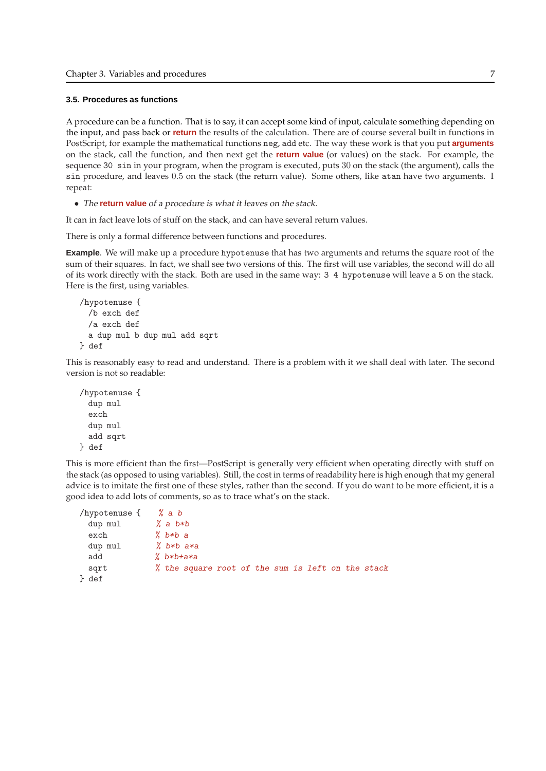### 3.5. Procedures as functions

A procedure can be a function. That is to say, it can accept some kind of input, calculate something depending on the input, and pass back or **return** the results of the calculation. There are of course several built in functions in PostScript, for example the mathematical functions `neg`, `add` etc. The way these work is that you put **arguments** on the stack, call the function, and then next get the **return value** (or values) on the stack. For example, the sequence `30 sin` in your program, when the program is executed, puts 30 on the stack (the argument), calls the `sin` procedure, and leaves 0.5 on the stack (the return value). Some others, like `atan` have two arguments. I repeat:

- *The* **return value** *of a procedure is what it leaves on the stack.*

It can in fact leave lots of stuff on the stack, and can have several return values.

There is only a formal difference between functions and procedures.

**Example**. We will make up a procedure `hypotenuse` that has two arguments and returns the square root of the sum of their squares. In fact, we shall see two versions of this. The first will use variables, the second will do all of its work directly with the stack. Both are used in the same way: `3 4 hypotenuse` will leave a `5` on the stack. Here is the first, using variables.

```
/hypotenuse {
  /b exch def
  /a exch def
  a dup mul b dup mul add sqrt
} def
```

This is reasonably easy to read and understand. There is a problem with it we shall deal with later. The second version is not so readable:

```
/hypotenuse {
  dup mul
  exch
  dup mul
  add sqrt
} def
```

This is more efficient than the first—PostScript is generally very efficient when operating directly with stuff on the stack (as opposed to using variables). Still, the cost in terms of readability here is high enough that my general advice is to imitate the first one of these styles, rather than the second. If you do want to be more efficient, it is a good idea to add lots of comments, so as to trace what's on the stack.

```
/hypotenuse {   % a b
  dup mul       % a b*b
  exch          % b*b a
  dup mul       % b*b a*a
  add           % b*b+a*a
  sqrt          % the square root of the sum is left on the stack
} def
```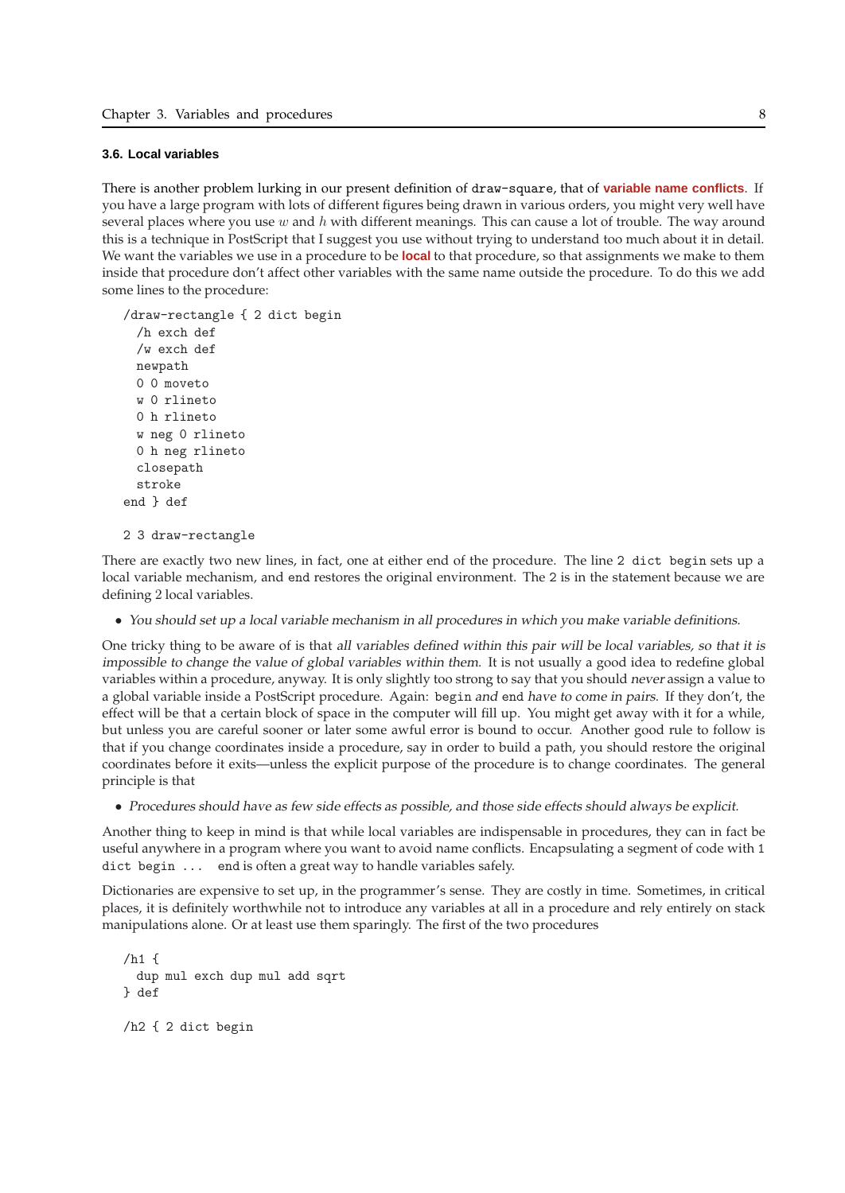### 3.6. Local variables

There is another problem lurking in our present definition of `draw-square`, that of **variable name conflicts**. If you have a large program with lots of different figures being drawn in various orders, you might very well have several places where you use $w$ and $h$ with different meanings. This can cause a lot of trouble. The way around this is a technique in PostScript that I suggest you use without trying to understand too much about it in detail. We want the variables we use in a procedure to be **local** to that procedure, so that assignments we make to them inside that procedure don't affect other variables with the same name outside the procedure. To do this we add some lines to the procedure:

```
/draw-rectangle { 2 dict begin
  /h exch def
  /w exch def
  newpath
  0 0 moveto
  w 0 rlineto
  0 h rlineto
  w neg 0 rlineto
  0 h neg rlineto
  closepath
  stroke
end } def

2 3 draw-rectangle
```

There are exactly two new lines, in fact, one at either end of the procedure. The line `2 dict begin` sets up a local variable mechanism, and `end` restores the original environment. The `2` is in the statement because we are defining 2 local variables.

- *You should set up a local variable mechanism in all procedures in which you make variable definitions.*

One tricky thing to be aware of is that *all variables defined within this pair will be local variables, so that it is impossible to change the value of global variables within them.* It is not usually a good idea to redefine global variables within a procedure, anyway. It is only slightly too strong to say that you should *never* assign a value to a global variable inside a PostScript procedure. Again: `begin` *and* `end` *have to come in pairs.* If they don't, the effect will be that a certain block of space in the computer will fill up. You might get away with it for a while, but unless you are careful sooner or later some awful error is bound to occur. Another good rule to follow is that if you change coordinates inside a procedure, say in order to build a path, you should restore the original coordinates before it exits—unless the explicit purpose of the procedure is to change coordinates. The general principle is that

- *Procedures should have as few side effects as possible, and those side effects should always be explicit.*

Another thing to keep in mind is that while local variables are indispensable in procedures, they can in fact be useful anywhere in a program where you want to avoid name conflicts. Encapsulating a segment of code with `1 dict begin ... end` is often a great way to handle variables safely.

Dictionaries are expensive to set up, in the programmer's sense. They are costly in time. Sometimes, in critical places, it is definitely worthwhile not to introduce any variables at all in a procedure and rely entirely on stack manipulations alone. Or at least use them sparingly. The first of the two procedures

```
/h1 {
  dup mul exch dup mul add sqrt
} def

/h2 { 2 dict begin
```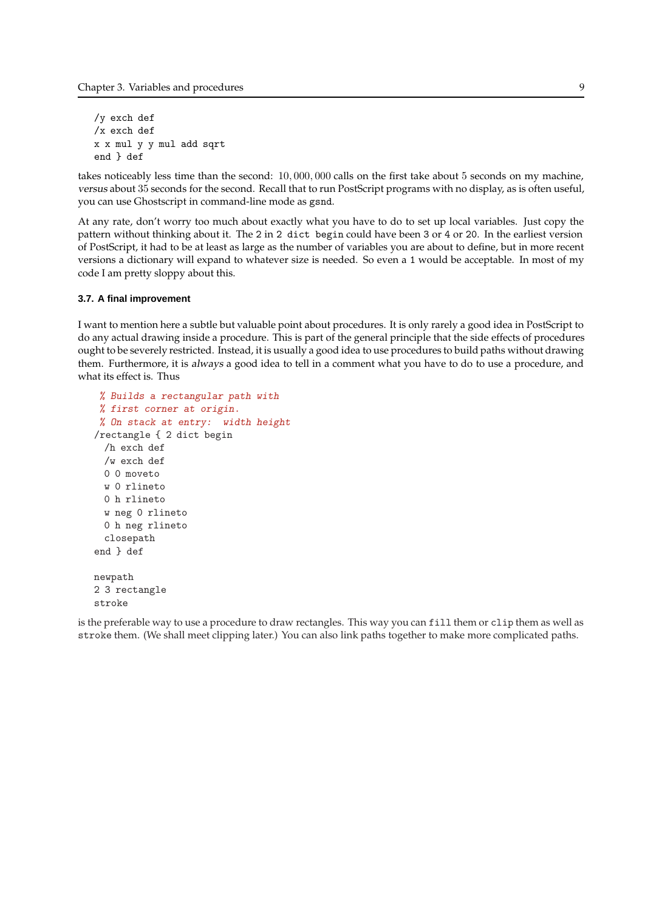```
/y exch def
/x exch def
x x mul y y mul add sqrt
end } def
```

takes noticeably less time than the second: $10,000,000$ calls on the first take about $5$ seconds on my machine, *versus* about $35$ seconds for the second. Recall that to run PostScript programs with no display, as is often useful, you can use Ghostscript in command-line mode as `gsnd`.

At any rate, don't worry too much about exactly what you have to do to set up local variables. Just copy the pattern without thinking about it. The 2 in `2 dict begin` could have been 3 or 4 or 20. In the earliest version of PostScript, it had to be at least as large as the number of variables you are about to define, but in more recent versions a dictionary will expand to whatever size is needed. So even a 1 would be acceptable. In most of my code I am pretty sloppy about this.

### 3.7. A final improvement

I want to mention here a subtle but valuable point about procedures. It is only rarely a good idea in PostScript to do any actual drawing inside a procedure. This is part of the general principle that the side effects of procedures ought to be severely restricted. Instead, it is usually a good idea to use procedures to build paths without drawing them. Furthermore, it is *always* a good idea to tell in a comment what you have to do to use a procedure, and what its effect is. Thus

```
 % Builds a rectangular path with
 % first corner at origin.
 % On stack at entry:  width height
/rectangle { 2 dict begin
  /h exch def
  /w exch def
  0 0 moveto
  w 0 rlineto
  0 h rlineto
  w neg 0 rlineto
  0 h neg rlineto
  closepath
end } def

newpath
2 3 rectangle
stroke
```

is the preferable way to use a procedure to draw rectangles. This way you can `fill` them or `clip` them as well as `stroke` them. (We shall meet clipping later.) You can also link paths together to make more complicated paths.